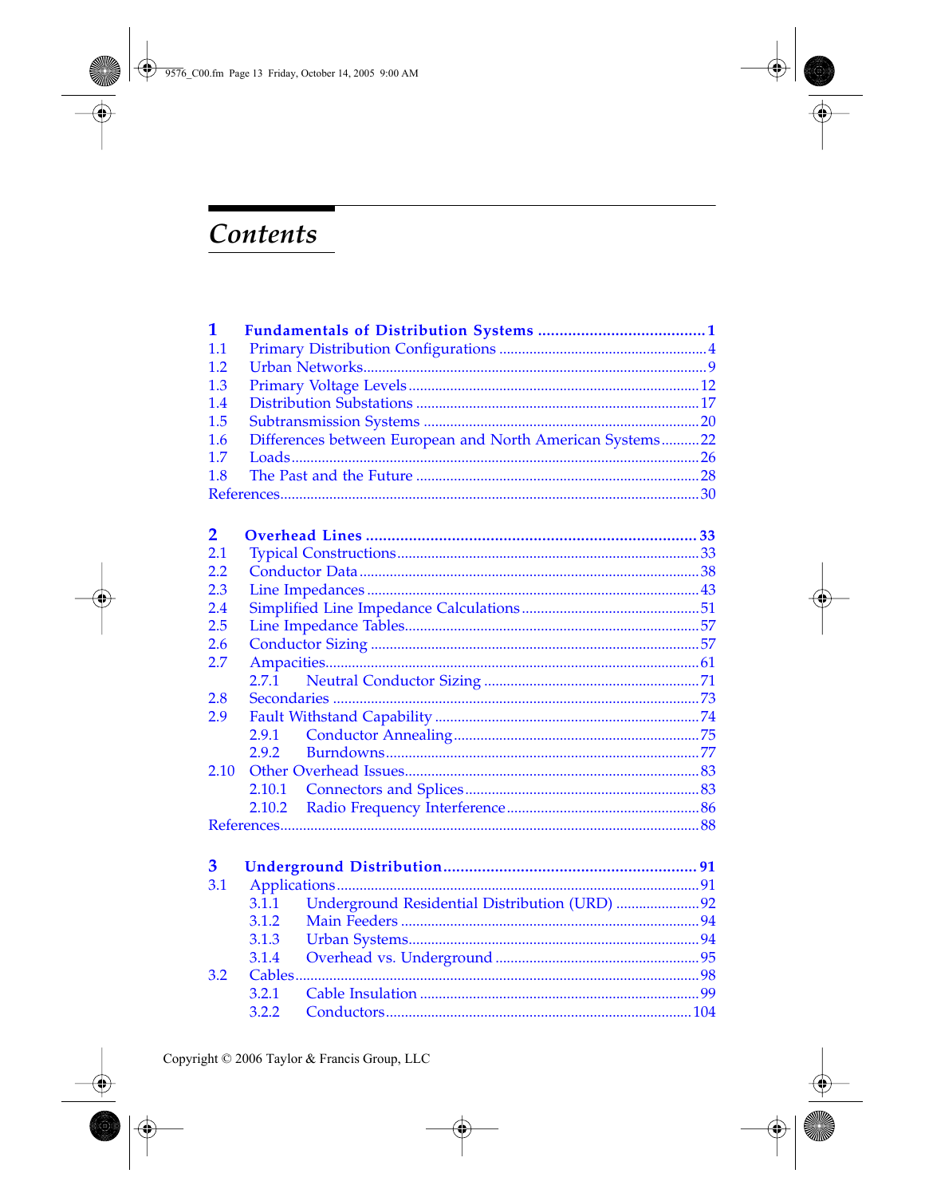# *Contents*

**1 Fundamentals of Distribution Systems** .......................................... **1**

1.1 Primary Distribution Configurations .......................................... 4

1.2 Urban Networks .......................................... 9

1.3 Primary Voltage Levels .......................................... 12

1.4 Distribution Substations .......................................... 17

1.5 Subtransmission Systems .......................................... 20

1.6 Differences between European and North American Systems .......... 22

1.7 Loads .......................................... 26

1.8 The Past and the Future .......................................... 28

References .......................................... 30

**2 Overhead Lines** .......................................... **33**

2.1 Typical Constructions .......................................... 33

2.2 Conductor Data .......................................... 38

2.3 Line Impedances .......................................... 43

2.4 Simplified Line Impedance Calculations .......................................... 51

2.5 Line Impedance Tables .......................................... 57

2.6 Conductor Sizing .......................................... 57

2.7 Ampacities .......................................... 61

  2.7.1 Neutral Conductor Sizing .......................................... 71

2.8 Secondaries .......................................... 73

2.9 Fault Withstand Capability .......................................... 74

  2.9.1 Conductor Annealing .......................................... 75

  2.9.2 Burndowns .......................................... 77

2.10 Other Overhead Issues .......................................... 83

  2.10.1 Connectors and Splices .......................................... 83

  2.10.2 Radio Frequency Interference .......................................... 86

References .......................................... 88

**3 Underground Distribution** .......................................... **91**

3.1 Applications .......................................... 91

  3.1.1 Underground Residential Distribution (URD) .......................................... 92

  3.1.2 Main Feeders .......................................... 94

  3.1.3 Urban Systems .......................................... 94

  3.1.4 Overhead vs. Underground .......................................... 95

3.2 Cables .......................................... 98

  3.2.1 Cable Insulation .......................................... 99

  3.2.2 Conductors .......................................... 104

Copyright © 2006 Taylor & Francis Group, LLC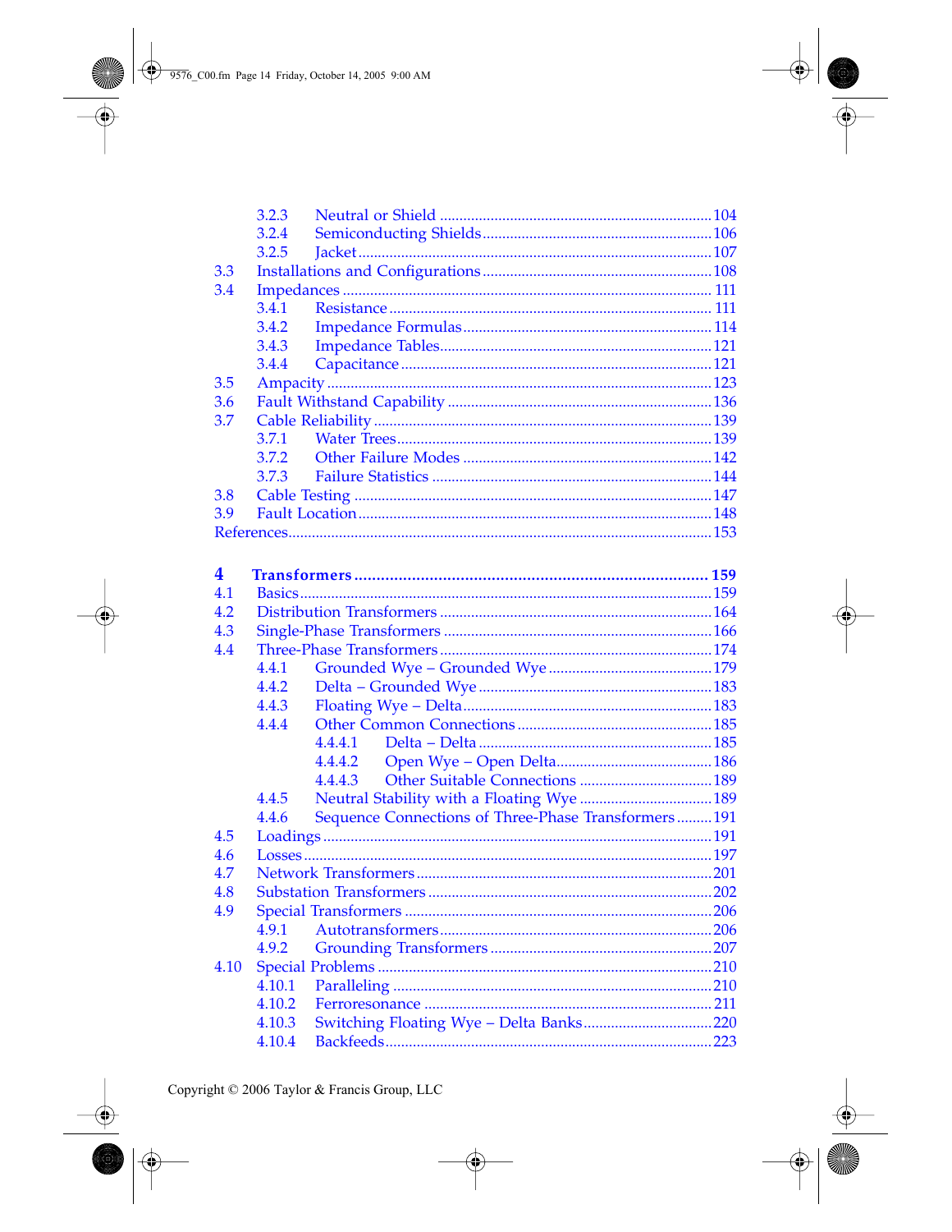3.2.3 Neutral or Shield ..... 104
3.2.4 Semiconducting Shields ..... 106
3.2.5 Jacket ..... 107
3.3 Installations and Configurations ..... 108
3.4 Impedances ..... 111
3.4.1 Resistance ..... 111
3.4.2 Impedance Formulas ..... 114
3.4.3 Impedance Tables ..... 121
3.4.4 Capacitance ..... 121
3.5 Ampacity ..... 123
3.6 Fault Withstand Capability ..... 136
3.7 Cable Reliability ..... 139
3.7.1 Water Trees ..... 139
3.7.2 Other Failure Modes ..... 142
3.7.3 Failure Statistics ..... 144
3.8 Cable Testing ..... 147
3.9 Fault Location ..... 148
References ..... 153

**4 Transformers ..... 159**
4.1 Basics ..... 159
4.2 Distribution Transformers ..... 164
4.3 Single-Phase Transformers ..... 166
4.4 Three-Phase Transformers ..... 174
4.4.1 Grounded Wye – Grounded Wye ..... 179
4.4.2 Delta – Grounded Wye ..... 183
4.4.3 Floating Wye – Delta ..... 183
4.4.4 Other Common Connections ..... 185
4.4.4.1 Delta – Delta ..... 185
4.4.4.2 Open Wye – Open Delta ..... 186
4.4.4.3 Other Suitable Connections ..... 189
4.4.5 Neutral Stability with a Floating Wye ..... 189
4.4.6 Sequence Connections of Three-Phase Transformers ..... 191
4.5 Loadings ..... 191
4.6 Losses ..... 197
4.7 Network Transformers ..... 201
4.8 Substation Transformers ..... 202
4.9 Special Transformers ..... 206
4.9.1 Autotransformers ..... 206
4.9.2 Grounding Transformers ..... 207
4.10 Special Problems ..... 210
4.10.1 Paralleling ..... 210
4.10.2 Ferroresonance ..... 211
4.10.3 Switching Floating Wye – Delta Banks ..... 220
4.10.4 Backfeeds ..... 223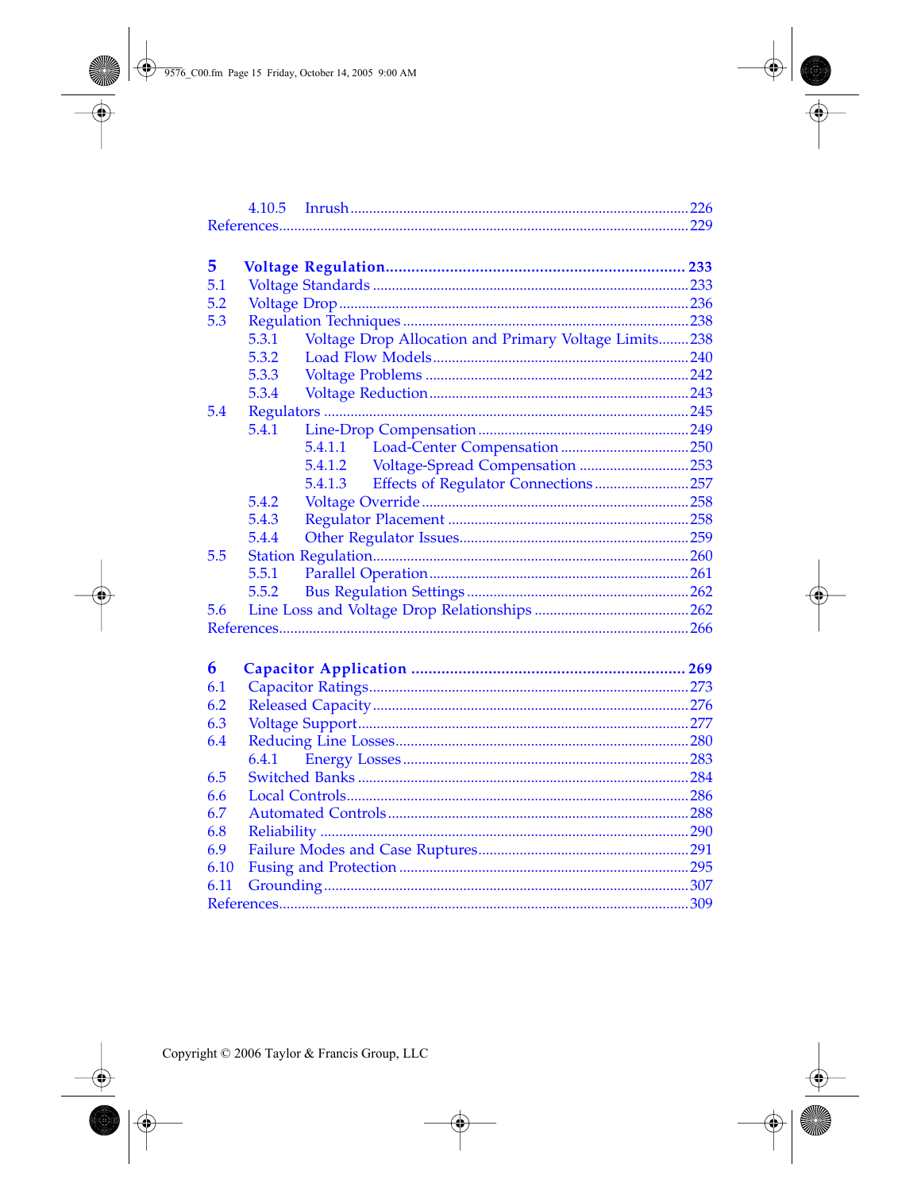4.10.5 Inrush ........................................................................................226
References...........................................................................................229

**5 Voltage Regulation .................................................................... 233**

5.1 Voltage Standards ..................................................................233

5.2 Voltage Drop ..........................................................................236

5.3 Regulation Techniques ..........................................................238

5.3.1 Voltage Drop Allocation and Primary Voltage Limits........238

5.3.2 Load Flow Models ..........................................................240

5.3.3 Voltage Problems ...........................................................242

5.3.4 Voltage Reduction ..........................................................243

5.4 Regulators ................................................................................245

5.4.1 Line-Drop Compensation ................................................249

5.4.1.1 Load-Center Compensation .................................250

5.4.1.2 Voltage-Spread Compensation ............................253

5.4.1.3 Effects of Regulator Connections ........................257

5.4.2 Voltage Override ............................................................258

5.4.3 Regulator Placement .......................................................258

5.4.4 Other Regulator Issues.....................................................259

5.5 Station Regulation..................................................................260

5.5.1 Parallel Operation ...........................................................261

5.5.2 Bus Regulation Settings ..................................................262

5.6 Line Loss and Voltage Drop Relationships .........................262

References...........................................................................................266

**6 Capacitor Application ................................................................ 269**

6.1 Capacitor Ratings....................................................................273

6.2 Released Capacity ..................................................................276

6.3 Voltage Support......................................................................277

6.4 Reducing Line Losses.............................................................280

6.4.1 Energy Losses .................................................................283

6.5 Switched Banks ......................................................................284

6.6 Local Controls.........................................................................286

6.7 Automated Controls ...............................................................288

6.8 Reliability ................................................................................290

6.9 Failure Modes and Case Ruptures........................................291

6.10 Fusing and Protection ...........................................................295

6.11 Grounding ...............................................................................307

References...........................................................................................309